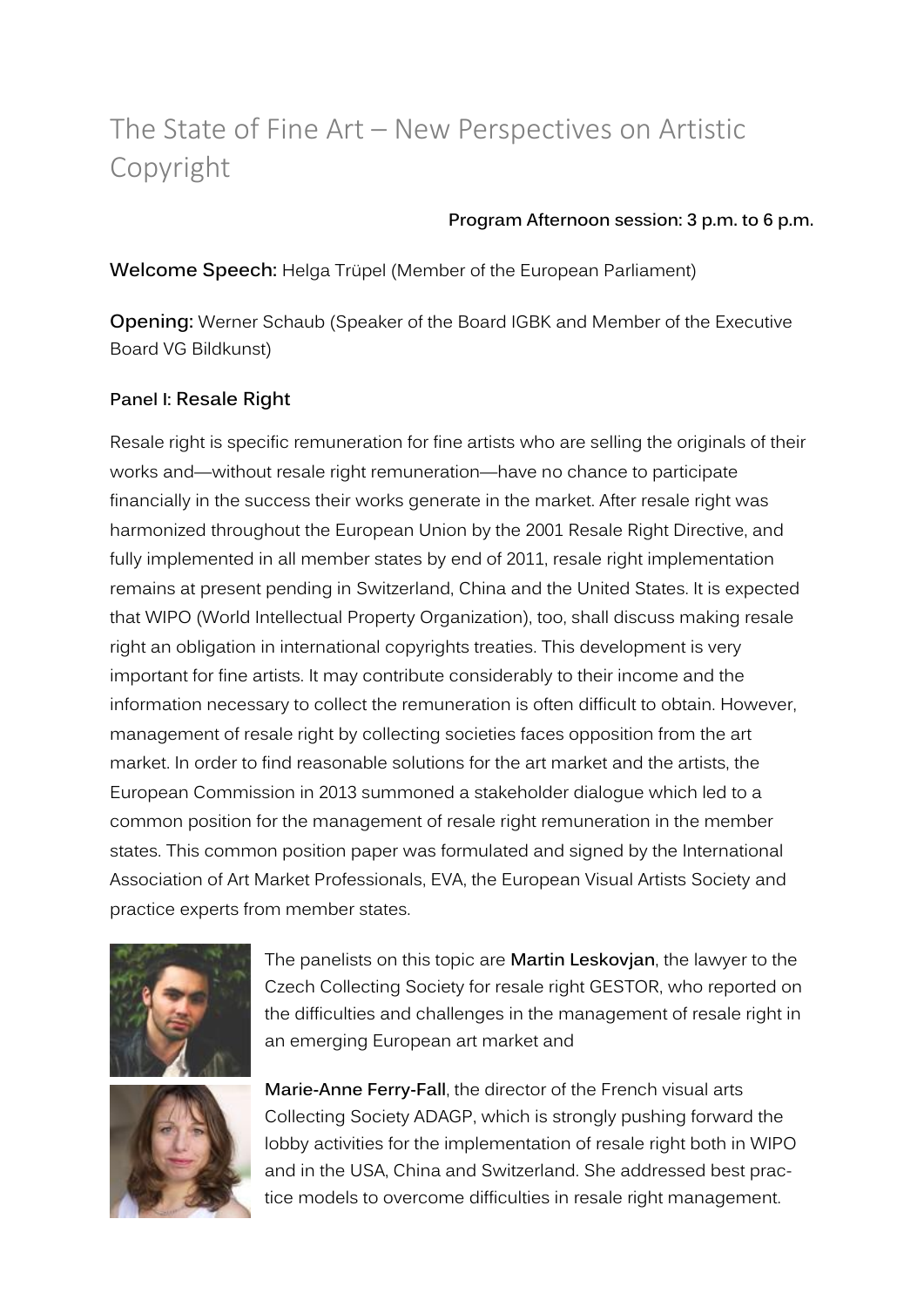# The State of Fine Art – New Perspectives on Artistic Copyright

**Program Afternoon session: 3 p.m. to 6 p.m.**

**Welcome Speech:** Helga Trüpel (Member of the European Parliament)

**Opening:** Werner Schaub (Speaker of the Board IGBK and Member of the Executive Board VG Bildkunst)

### Panel I: Resale Right

Resale right is specific remuneration for fine artists who are selling the originals of their works and—without resale right remuneration—have no chance to participate financially in the success their works generate in the market. After resale right was harmonized throughout the European Union by the 2001 Resale Right Directive, and fully implemented in all member states by end of 2011, resale right implementation remains at present pending in Switzerland, China and the United States. It is expected that WIPO (World Intellectual Property Organization), too, shall discuss making resale right an obligation in international copyrights treaties. This development is very important for fine artists. It may contribute considerably to their income and the information necessary to collect the remuneration is often difficult to obtain. However, management of resale right by collecting societies faces opposition from the art market. In order to find reasonable solutions for the art market and the artists, the European Commission in 2013 summoned a stakeholder dialogue which led to a common position for the management of resale right remuneration in the member states. This common position paper was formulated and signed by the International Association of Art Market Professionals, EVA, the European Visual Artists Society and practice experts from member states.

The panelists on this topic are **Martin Leskovjan**, the lawyer to the Czech Collecting Society for resale right GESTOR, who reported on the difficulties and challenges in the management of resale right in an emerging European art market and

**Marie-Anne Ferry-Fall**, the director of the French visual arts Collecting Society ADAGP, which is strongly pushing forward the lobby activities for the implementation of resale right both in WIPO and in the USA, China and Switzerland. She addressed best practice models to overcome difficulties in resale right management.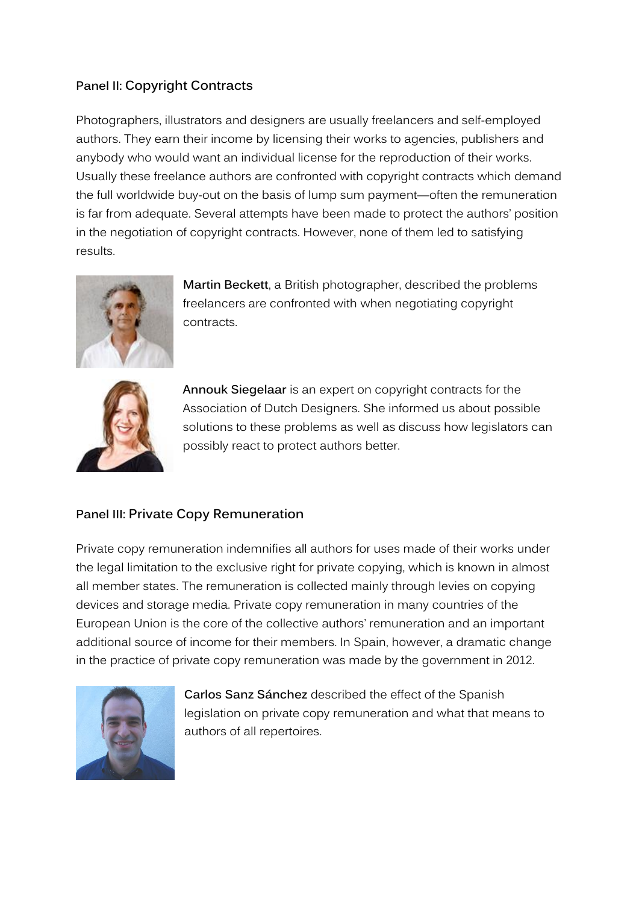### Panel II: Copyright Contracts

Photographers, illustrators and designers are usually freelancers and self-employed authors. They earn their income by licensing their works to agencies, publishers and anybody who would want an individual license for the reproduction of their works. Usually these freelance authors are confronted with copyright contracts which demand the full worldwide buy-out on the basis of lump sum payment—often the remuneration is far from adequate. Several attempts have been made to protect the authors' position in the negotiation of copyright contracts. However, none of them led to satisfying results.

**Martin Beckett**, a British photographer, described the problems freelancers are confronted with when negotiating copyright contracts.

**Annouk Siegelaar** is an expert on copyright contracts for the Association of Dutch Designers. She informed us about possible solutions to these problems as well as discuss how legislators can possibly react to protect authors better.

### Panel III: Private Copy Remuneration

Private copy remuneration indemnifies all authors for uses made of their works under the legal limitation to the exclusive right for private copying, which is known in almost all member states. The remuneration is collected mainly through levies on copying devices and storage media. Private copy remuneration in many countries of the European Union is the core of the collective authors' remuneration and an important additional source of income for their members. In Spain, however, a dramatic change in the practice of private copy remuneration was made by the government in 2012.

**Carlos Sanz Sánchez** described the effect of the Spanish legislation on private copy remuneration and what that means to authors of all repertoires.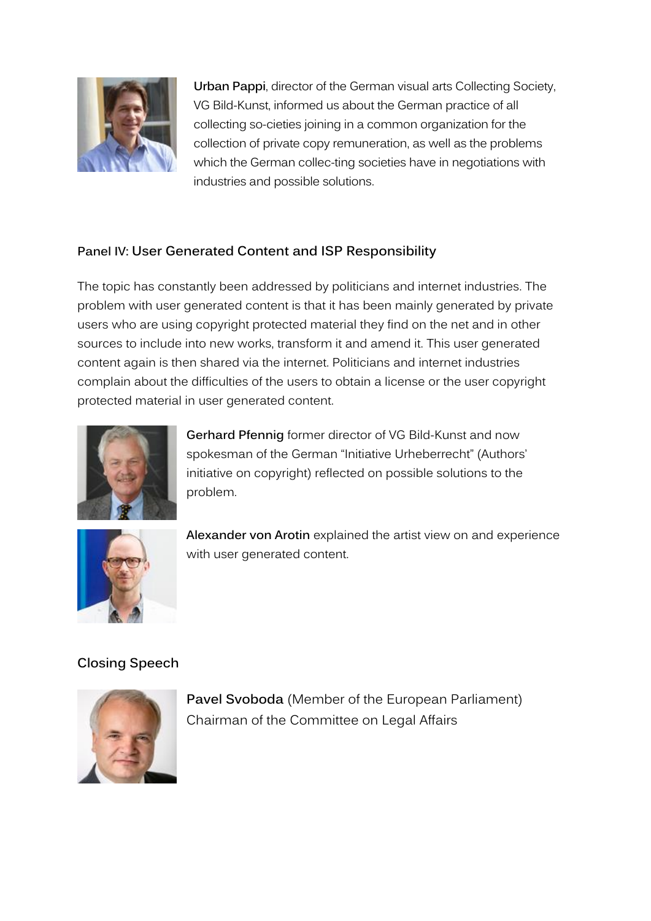**Urban Pappi**, director of the German visual arts Collecting Society, VG Bild-Kunst, informed us about the German practice of all collecting so-cieties joining in a common organization for the collection of private copy remuneration, as well as the problems which the German collec-ting societies have in negotiations with industries and possible solutions.

## Panel IV: User Generated Content and ISP Responsibility

The topic has constantly been addressed by politicians and internet industries. The problem with user generated content is that it has been mainly generated by private users who are using copyright protected material they find on the net and in other sources to include into new works, transform it and amend it. This user generated content again is then shared via the internet. Politicians and internet industries complain about the difficulties of the users to obtain a license or the user copyright protected material in user generated content.

**Gerhard Pfennig** former director of VG Bild-Kunst and now spokesman of the German "Initiative Urheberrecht" (Authors' initiative on copyright) reflected on possible solutions to the problem.

**Alexander von Arotin** explained the artist view on and experience with user generated content.

## Closing Speech

**Pavel Svoboda** (Member of the European Parliament) Chairman of the Committee on Legal Affairs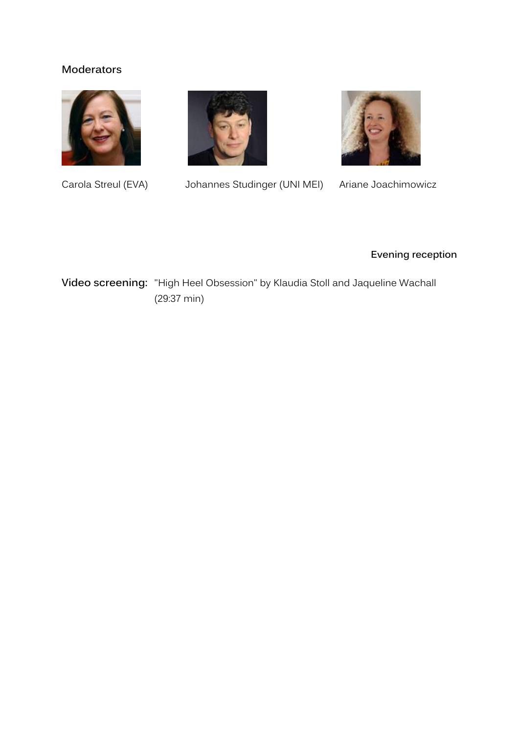## Moderators

Carola Streul (EVA)

Johannes Studinger (UNI MEI)

Ariane Joachimowicz

**Evening reception**

**Video screening:** "High Heel Obsession" by Klaudia Stoll and Jaqueline Wachall (29:37 min)